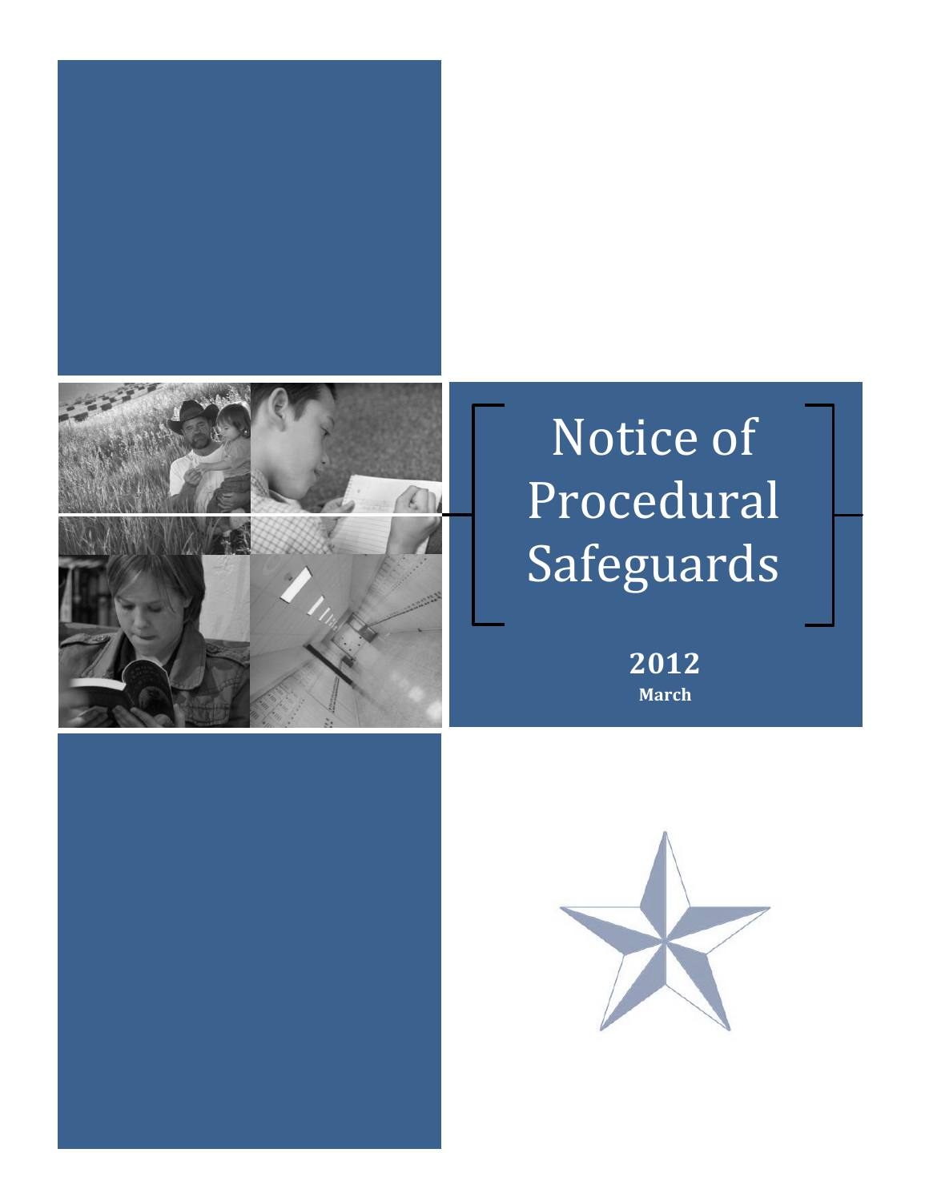# Notice of Procedural Safeguards

**2012**

**March**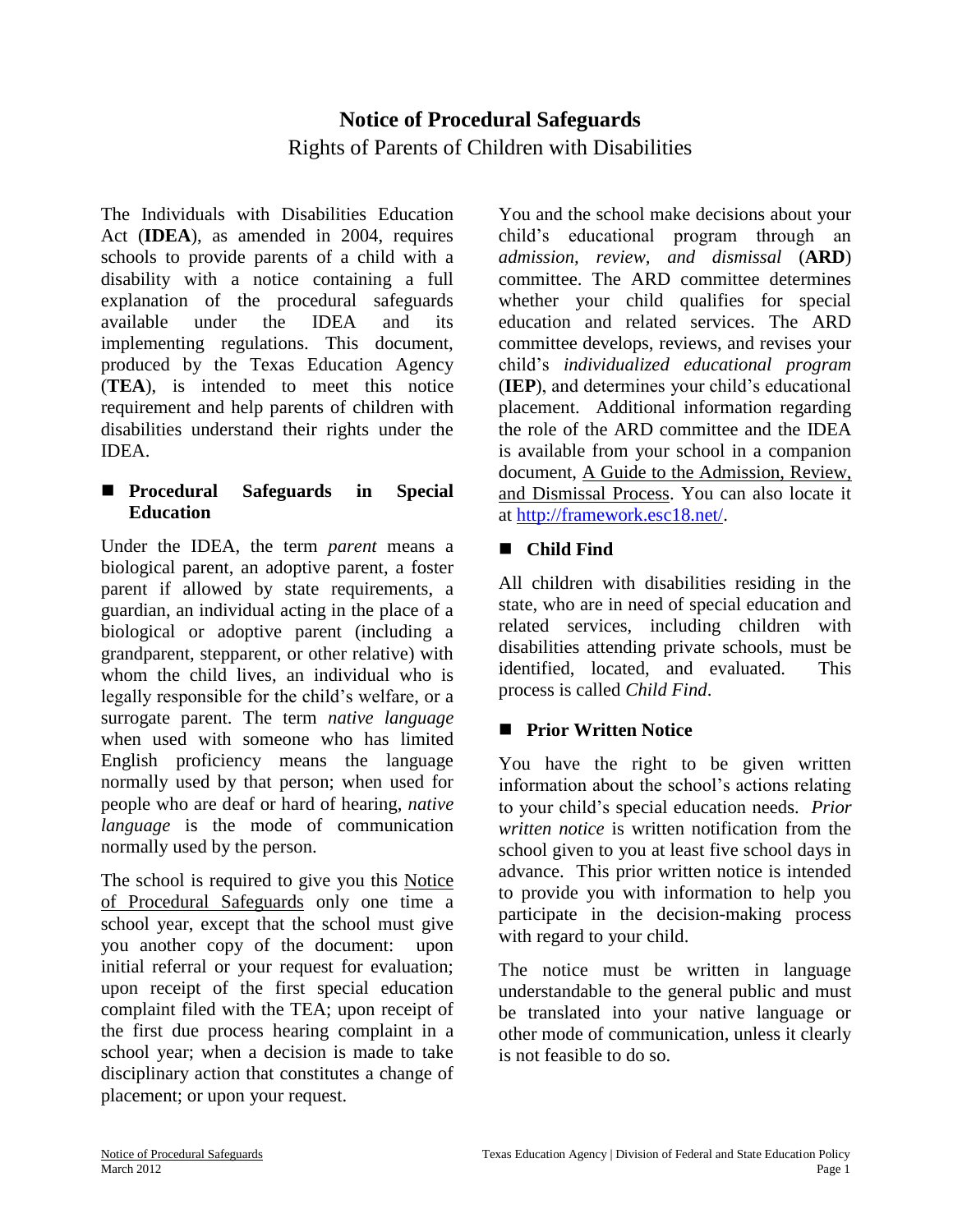# Notice of Procedural Safeguards

Rights of Parents of Children with Disabilities

The Individuals with Disabilities Education Act (**IDEA**), as amended in 2004, requires schools to provide parents of a child with a disability with a notice containing a full explanation of the procedural safeguards available under the IDEA and its implementing regulations. This document, produced by the Texas Education Agency (**TEA**), is intended to meet this notice requirement and help parents of children with disabilities understand their rights under the IDEA.

## ■ Procedural Safeguards in Special Education

Under the IDEA, the term *parent* means a biological parent, an adoptive parent, a foster parent if allowed by state requirements, a guardian, an individual acting in the place of a biological or adoptive parent (including a grandparent, stepparent, or other relative) with whom the child lives, an individual who is legally responsible for the child's welfare, or a surrogate parent. The term *native language* when used with someone who has limited English proficiency means the language normally used by that person; when used for people who are deaf or hard of hearing, *native language* is the mode of communication normally used by the person.

The school is required to give you this Notice of Procedural Safeguards only one time a school year, except that the school must give you another copy of the document: upon initial referral or your request for evaluation; upon receipt of the first special education complaint filed with the TEA; upon receipt of the first due process hearing complaint in a school year; when a decision is made to take disciplinary action that constitutes a change of placement; or upon your request.

You and the school make decisions about your child's educational program through an *admission, review, and dismissal* (**ARD**) committee. The ARD committee determines whether your child qualifies for special education and related services. The ARD committee develops, reviews, and revises your child's *individualized educational program* (**IEP**), and determines your child's educational placement. Additional information regarding the role of the ARD committee and the IDEA is available from your school in a companion document, A Guide to the Admission, Review, and Dismissal Process. You can also locate it at http://framework.esc18.net/.

## ■ Child Find

All children with disabilities residing in the state, who are in need of special education and related services, including children with disabilities attending private schools, must be identified, located, and evaluated. This process is called *Child Find*.

## ■ Prior Written Notice

You have the right to be given written information about the school's actions relating to your child's special education needs. *Prior written notice* is written notification from the school given to you at least five school days in advance. This prior written notice is intended to provide you with information to help you participate in the decision-making process with regard to your child.

The notice must be written in language understandable to the general public and must be translated into your native language or other mode of communication, unless it clearly is not feasible to do so.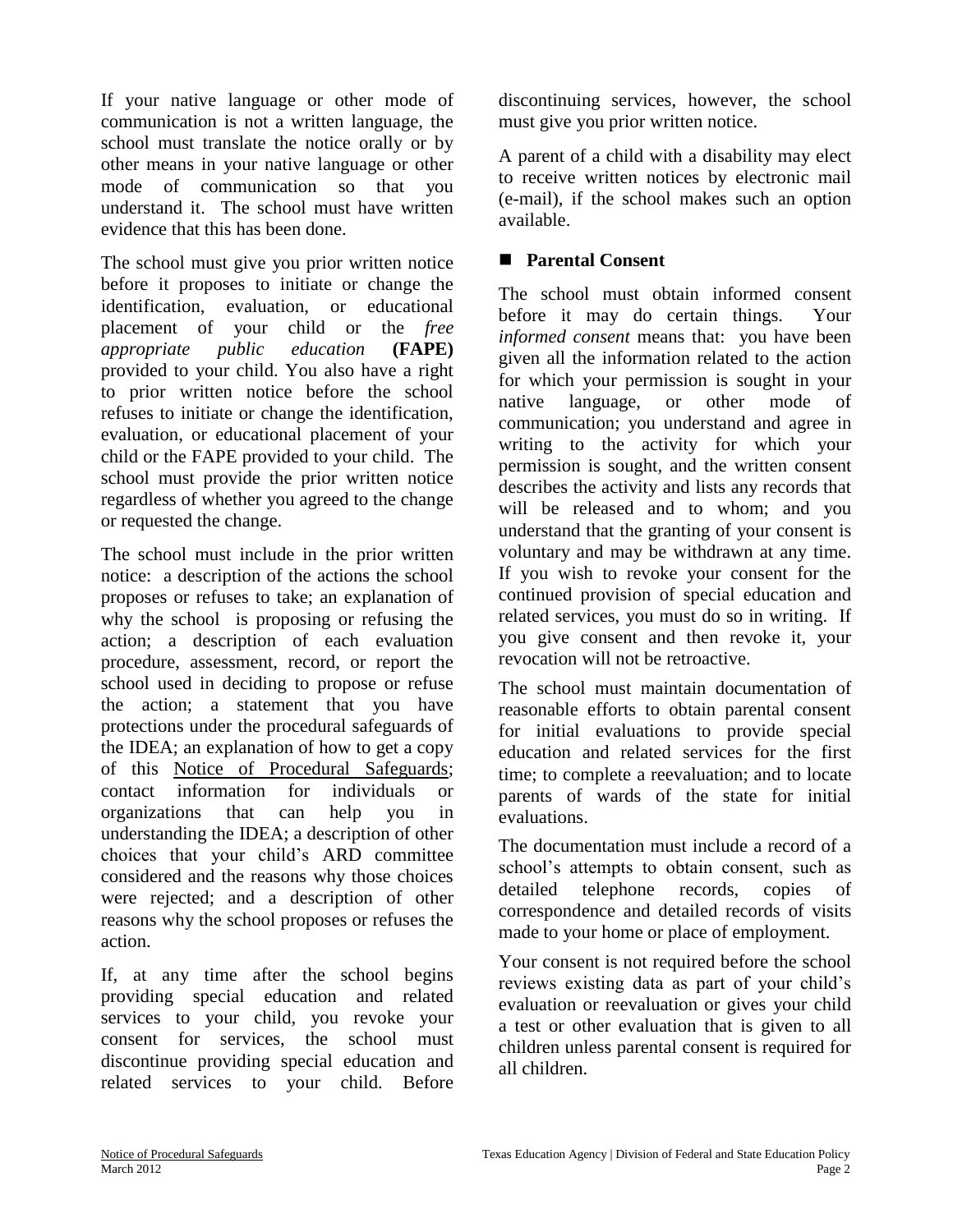If your native language or other mode of communication is not a written language, the school must translate the notice orally or by other means in your native language or other mode of communication so that you understand it. The school must have written evidence that this has been done.

The school must give you prior written notice before it proposes to initiate or change the identification, evaluation, or educational placement of your child or the *free appropriate public education* **(FAPE)** provided to your child. You also have a right to prior written notice before the school refuses to initiate or change the identification, evaluation, or educational placement of your child or the FAPE provided to your child. The school must provide the prior written notice regardless of whether you agreed to the change or requested the change.

The school must include in the prior written notice: a description of the actions the school proposes or refuses to take; an explanation of why the school is proposing or refusing the action; a description of each evaluation procedure, assessment, record, or report the school used in deciding to propose or refuse the action; a statement that you have protections under the procedural safeguards of the IDEA; an explanation of how to get a copy of this Notice of Procedural Safeguards; contact information for individuals or organizations that can help you in understanding the IDEA; a description of other choices that your child's ARD committee considered and the reasons why those choices were rejected; and a description of other reasons why the school proposes or refuses the action.

If, at any time after the school begins providing special education and related services to your child, you revoke your consent for services, the school must discontinue providing special education and related services to your child. Before discontinuing services, however, the school must give you prior written notice.

A parent of a child with a disability may elect to receive written notices by electronic mail (e-mail), if the school makes such an option available.

## Parental Consent

The school must obtain informed consent before it may do certain things. Your *informed consent* means that: you have been given all the information related to the action for which your permission is sought in your native language, or other mode of communication; you understand and agree in writing to the activity for which your permission is sought, and the written consent describes the activity and lists any records that will be released and to whom; and you understand that the granting of your consent is voluntary and may be withdrawn at any time. If you wish to revoke your consent for the continued provision of special education and related services, you must do so in writing. If you give consent and then revoke it, your revocation will not be retroactive.

The school must maintain documentation of reasonable efforts to obtain parental consent for initial evaluations to provide special education and related services for the first time; to complete a reevaluation; and to locate parents of wards of the state for initial evaluations.

The documentation must include a record of a school's attempts to obtain consent, such as detailed telephone records, copies of correspondence and detailed records of visits made to your home or place of employment.

Your consent is not required before the school reviews existing data as part of your child's evaluation or reevaluation or gives your child a test or other evaluation that is given to all children unless parental consent is required for all children.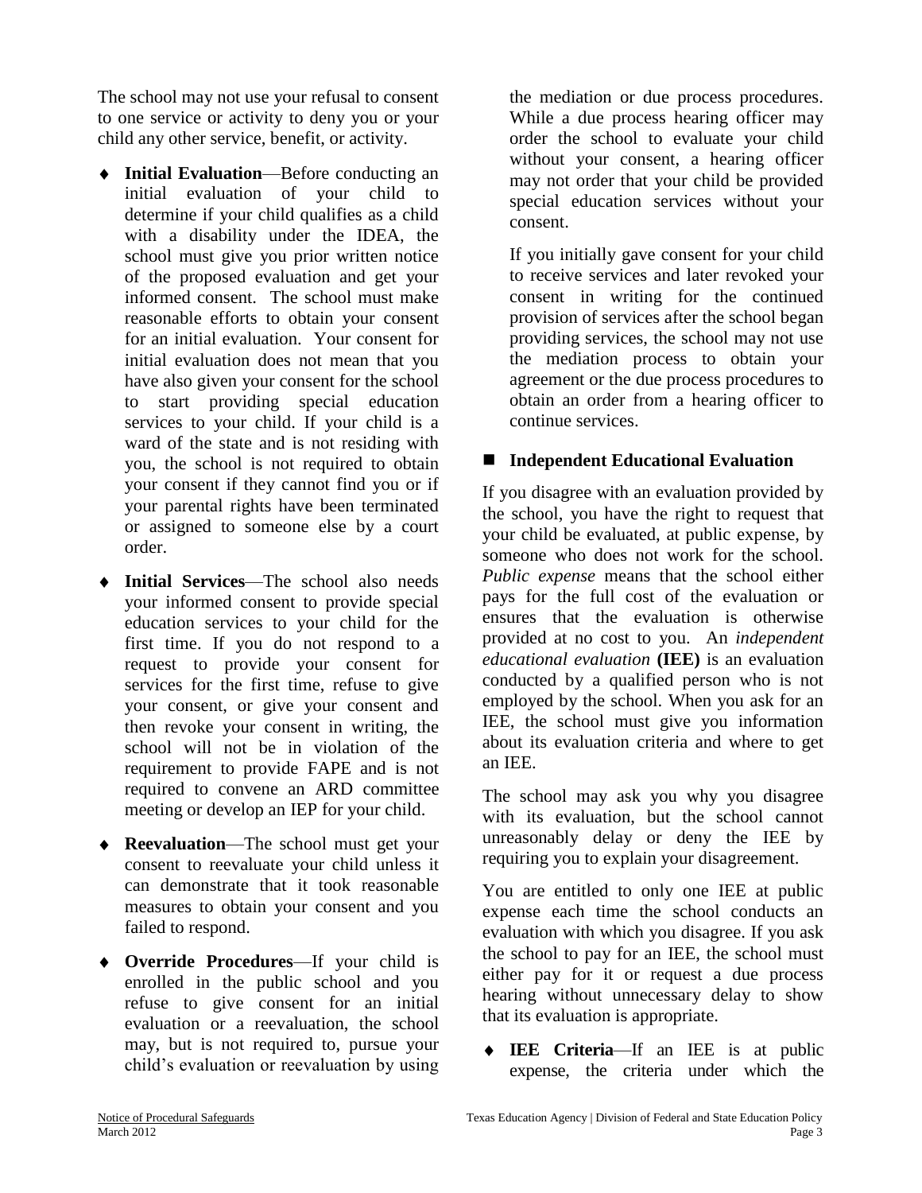The school may not use your refusal to consent to one service or activity to deny you or your child any other service, benefit, or activity.

- **Initial Evaluation**—Before conducting an initial evaluation of your child to determine if your child qualifies as a child with a disability under the IDEA, the school must give you prior written notice of the proposed evaluation and get your informed consent. The school must make reasonable efforts to obtain your consent for an initial evaluation. Your consent for initial evaluation does not mean that you have also given your consent for the school to start providing special education services to your child. If your child is a ward of the state and is not residing with you, the school is not required to obtain your consent if they cannot find you or if your parental rights have been terminated or assigned to someone else by a court order.
- **Initial Services**—The school also needs your informed consent to provide special education services to your child for the first time. If you do not respond to a request to provide your consent for services for the first time, refuse to give your consent, or give your consent and then revoke your consent in writing, the school will not be in violation of the requirement to provide FAPE and is not required to convene an ARD committee meeting or develop an IEP for your child.
- **Reevaluation**—The school must get your consent to reevaluate your child unless it can demonstrate that it took reasonable measures to obtain your consent and you failed to respond.
- **Override Procedures**—If your child is enrolled in the public school and you refuse to give consent for an initial evaluation or a reevaluation, the school may, but is not required to, pursue your child's evaluation or reevaluation by using the mediation or due process procedures. While a due process hearing officer may order the school to evaluate your child without your consent, a hearing officer may not order that your child be provided special education services without your consent.

  If you initially gave consent for your child to receive services and later revoked your consent in writing for the continued provision of services after the school began providing services, the school may not use the mediation process to obtain your agreement or the due process procedures to obtain an order from a hearing officer to continue services.

## Independent Educational Evaluation

If you disagree with an evaluation provided by the school, you have the right to request that your child be evaluated, at public expense, by someone who does not work for the school. *Public expense* means that the school either pays for the full cost of the evaluation or ensures that the evaluation is otherwise provided at no cost to you. An *independent educational evaluation* **(IEE)** is an evaluation conducted by a qualified person who is not employed by the school. When you ask for an IEE, the school must give you information about its evaluation criteria and where to get an IEE.

The school may ask you why you disagree with its evaluation, but the school cannot unreasonably delay or deny the IEE by requiring you to explain your disagreement.

You are entitled to only one IEE at public expense each time the school conducts an evaluation with which you disagree. If you ask the school to pay for an IEE, the school must either pay for it or request a due process hearing without unnecessary delay to show that its evaluation is appropriate.

- **IEE Criteria**—If an IEE is at public expense, the criteria under which the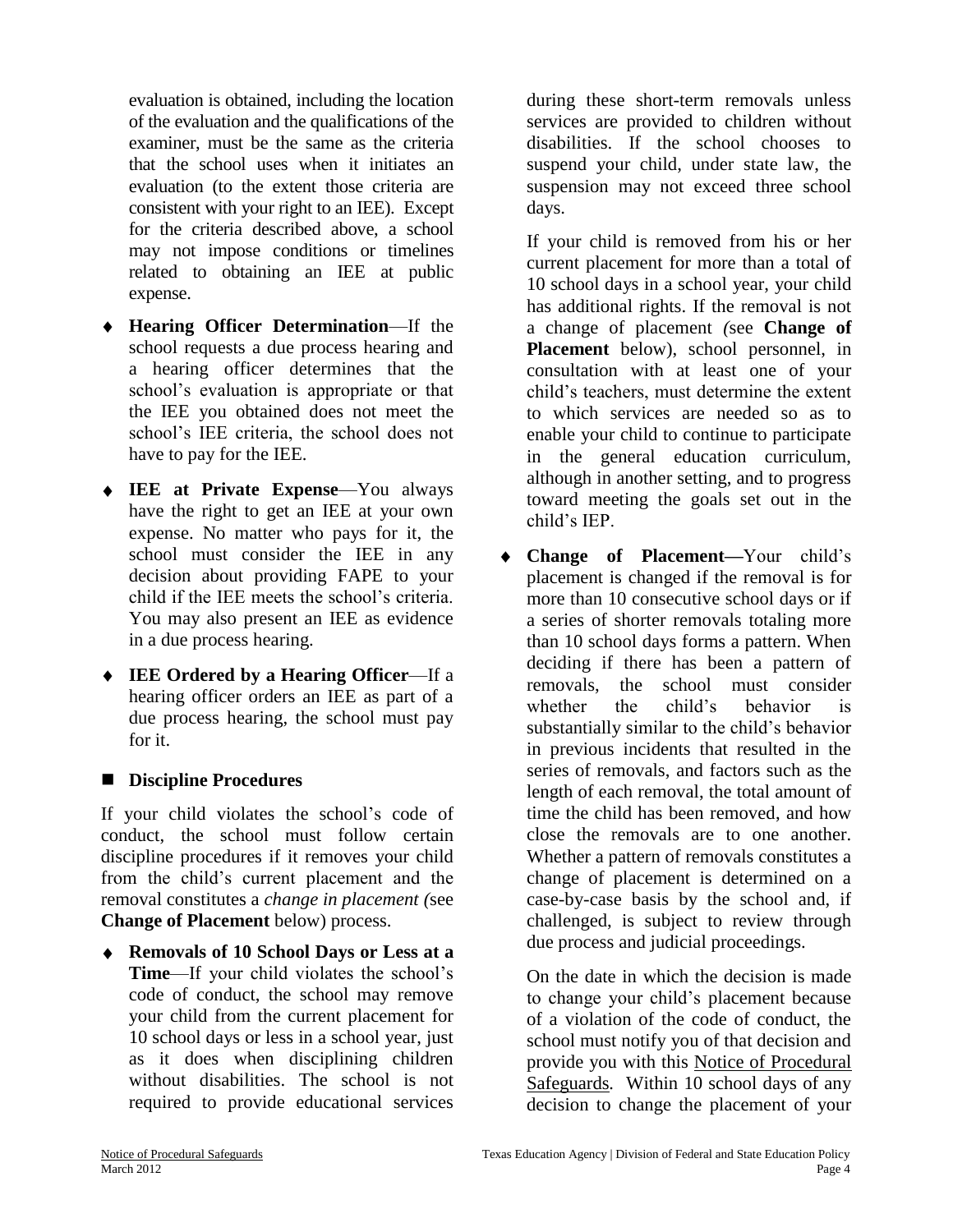evaluation is obtained, including the location of the evaluation and the qualifications of the examiner, must be the same as the criteria that the school uses when it initiates an evaluation (to the extent those criteria are consistent with your right to an IEE). Except for the criteria described above, a school may not impose conditions or timelines related to obtaining an IEE at public expense.

- **Hearing Officer Determination**—If the school requests a due process hearing and a hearing officer determines that the school's evaluation is appropriate or that the IEE you obtained does not meet the school's IEE criteria, the school does not have to pay for the IEE.
- **IEE at Private Expense**—You always have the right to get an IEE at your own expense. No matter who pays for it, the school must consider the IEE in any decision about providing FAPE to your child if the IEE meets the school's criteria. You may also present an IEE as evidence in a due process hearing.
- **IEE Ordered by a Hearing Officer**—If a hearing officer orders an IEE as part of a due process hearing, the school must pay for it.

## Discipline Procedures

If your child violates the school's code of conduct, the school must follow certain discipline procedures if it removes your child from the child's current placement and the removal constitutes a *change in placement (*see **Change of Placement** below) process.

- **Removals of 10 School Days or Less at a Time**—If your child violates the school's code of conduct, the school may remove your child from the current placement for 10 school days or less in a school year, just as it does when disciplining children without disabilities. The school is not required to provide educational services during these short-term removals unless services are provided to children without disabilities. If the school chooses to suspend your child, under state law, the suspension may not exceed three school days.

  If your child is removed from his or her current placement for more than a total of 10 school days in a school year, your child has additional rights. If the removal is not a change of placement *(*see **Change of Placement** below), school personnel, in consultation with at least one of your child's teachers, must determine the extent to which services are needed so as to enable your child to continue to participate in the general education curriculum, although in another setting, and to progress toward meeting the goals set out in the child's IEP.

- **Change of Placement—**Your child's placement is changed if the removal is for more than 10 consecutive school days or if a series of shorter removals totaling more than 10 school days forms a pattern. When deciding if there has been a pattern of removals, the school must consider whether the child's behavior is substantially similar to the child's behavior in previous incidents that resulted in the series of removals, and factors such as the length of each removal, the total amount of time the child has been removed, and how close the removals are to one another. Whether a pattern of removals constitutes a change of placement is determined on a case-by-case basis by the school and, if challenged, is subject to review through due process and judicial proceedings.

  On the date in which the decision is made to change your child's placement because of a violation of the code of conduct, the school must notify you of that decision and provide you with this Notice of Procedural Safeguards. Within 10 school days of any decision to change the placement of your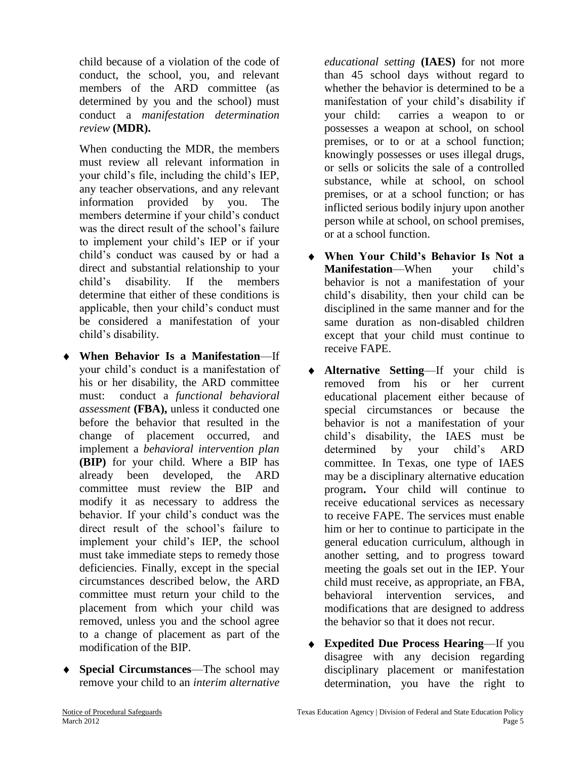child because of a violation of the code of conduct, the school, you, and relevant members of the ARD committee (as determined by you and the school) must conduct a *manifestation determination review* **(MDR).**

When conducting the MDR, the members must review all relevant information in your child's file, including the child's IEP, any teacher observations, and any relevant information provided by you. The members determine if your child's conduct was the direct result of the school's failure to implement your child's IEP or if your child's conduct was caused by or had a direct and substantial relationship to your child's disability. If the members determine that either of these conditions is applicable, then your child's conduct must be considered a manifestation of your child's disability.

- **When Behavior Is a Manifestation**—If your child's conduct is a manifestation of his or her disability, the ARD committee must: conduct a *functional behavioral assessment* **(FBA),** unless it conducted one before the behavior that resulted in the change of placement occurred, and implement a *behavioral intervention plan* **(BIP)** for your child. Where a BIP has already been developed, the ARD committee must review the BIP and modify it as necessary to address the behavior. If your child's conduct was the direct result of the school's failure to implement your child's IEP, the school must take immediate steps to remedy those deficiencies. Finally, except in the special circumstances described below, the ARD committee must return your child to the placement from which your child was removed, unless you and the school agree to a change of placement as part of the modification of the BIP.
- **Special Circumstances**—The school may remove your child to an *interim alternative educational setting* **(IAES)** for not more than 45 school days without regard to whether the behavior is determined to be a manifestation of your child's disability if your child: carries a weapon to or possesses a weapon at school, on school premises, or to or at a school function; knowingly possesses or uses illegal drugs, or sells or solicits the sale of a controlled substance, while at school, on school premises, or at a school function; or has inflicted serious bodily injury upon another person while at school, on school premises, or at a school function.
- **When Your Child's Behavior Is Not a Manifestation**—When your child's behavior is not a manifestation of your child's disability, then your child can be disciplined in the same manner and for the same duration as non-disabled children except that your child must continue to receive FAPE.
- **Alternative Setting**—If your child is removed from his or her current educational placement either because of special circumstances or because the behavior is not a manifestation of your child's disability, the IAES must be determined by your child's ARD committee. In Texas, one type of IAES may be a disciplinary alternative education program**.** Your child will continue to receive educational services as necessary to receive FAPE. The services must enable him or her to continue to participate in the general education curriculum, although in another setting, and to progress toward meeting the goals set out in the IEP. Your child must receive, as appropriate, an FBA, behavioral intervention services, and modifications that are designed to address the behavior so that it does not recur.
- **Expedited Due Process Hearing**—If you disagree with any decision regarding disciplinary placement or manifestation determination, you have the right to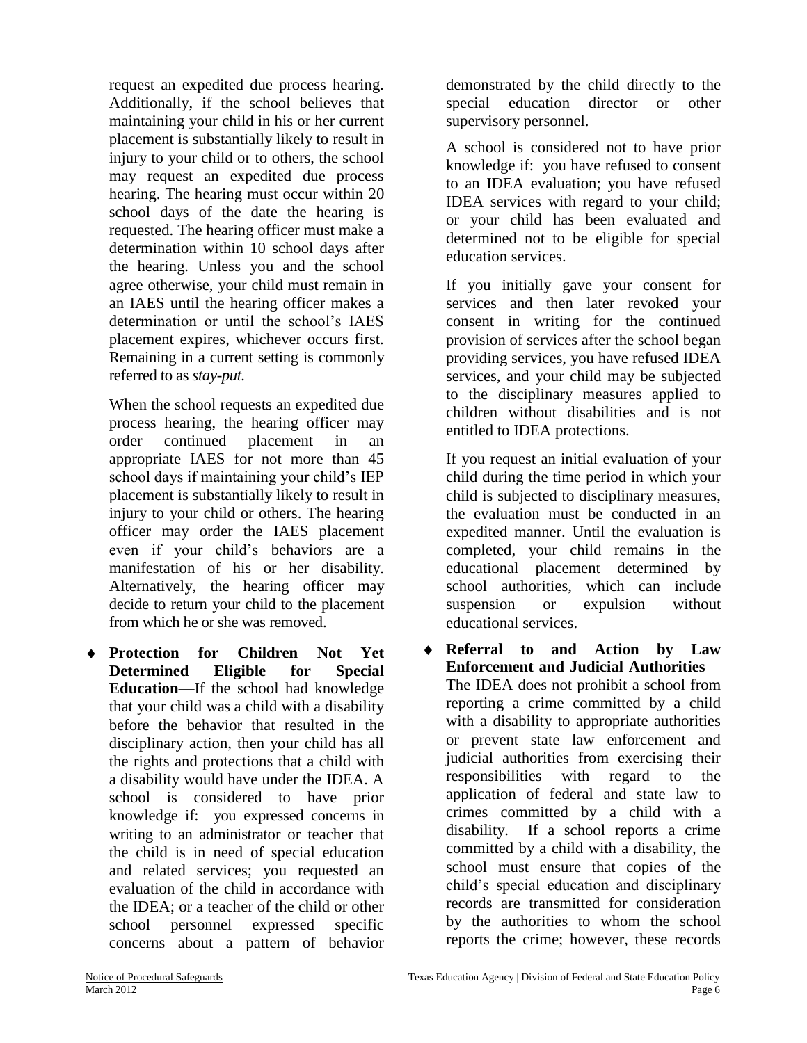request an expedited due process hearing. Additionally, if the school believes that maintaining your child in his or her current placement is substantially likely to result in injury to your child or to others, the school may request an expedited due process hearing. The hearing must occur within 20 school days of the date the hearing is requested. The hearing officer must make a determination within 10 school days after the hearing. Unless you and the school agree otherwise, your child must remain in an IAES until the hearing officer makes a determination or until the school's IAES placement expires, whichever occurs first. Remaining in a current setting is commonly referred to as *stay-put.*

When the school requests an expedited due process hearing, the hearing officer may order continued placement in an appropriate IAES for not more than 45 school days if maintaining your child's IEP placement is substantially likely to result in injury to your child or others. The hearing officer may order the IAES placement even if your child's behaviors are a manifestation of his or her disability. Alternatively, the hearing officer may decide to return your child to the placement from which he or she was removed.

- **Protection for Children Not Yet Determined Eligible for Special Education**—If the school had knowledge that your child was a child with a disability before the behavior that resulted in the disciplinary action, then your child has all the rights and protections that a child with a disability would have under the IDEA. A school is considered to have prior knowledge if: you expressed concerns in writing to an administrator or teacher that the child is in need of special education and related services; you requested an evaluation of the child in accordance with the IDEA; or a teacher of the child or other school personnel expressed specific concerns about a pattern of behavior demonstrated by the child directly to the special education director or other supervisory personnel.

  A school is considered not to have prior knowledge if: you have refused to consent to an IDEA evaluation; you have refused IDEA services with regard to your child; or your child has been evaluated and determined not to be eligible for special education services.

  If you initially gave your consent for services and then later revoked your consent in writing for the continued provision of services after the school began providing services, you have refused IDEA services, and your child may be subjected to the disciplinary measures applied to children without disabilities and is not entitled to IDEA protections.

  If you request an initial evaluation of your child during the time period in which your child is subjected to disciplinary measures, the evaluation must be conducted in an expedited manner. Until the evaluation is completed, your child remains in the educational placement determined by school authorities, which can include suspension or expulsion without educational services.

- **Referral to and Action by Law Enforcement and Judicial Authorities**—The IDEA does not prohibit a school from reporting a crime committed by a child with a disability to appropriate authorities or prevent state law enforcement and judicial authorities from exercising their responsibilities with regard to the application of federal and state law to crimes committed by a child with a disability. If a school reports a crime committed by a child with a disability, the school must ensure that copies of the child's special education and disciplinary records are transmitted for consideration by the authorities to whom the school reports the crime; however, these records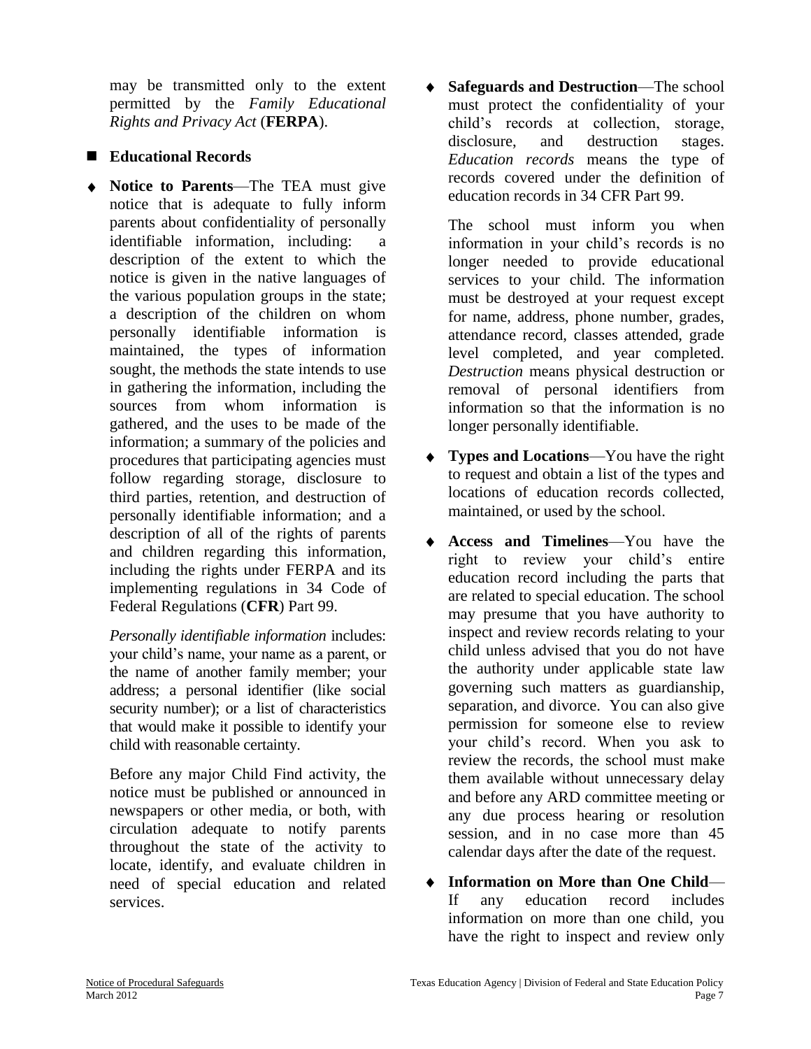may be transmitted only to the extent permitted by the *Family Educational Rights and Privacy Act* (**FERPA**).

## Educational Records

- **Notice to Parents**—The TEA must give notice that is adequate to fully inform parents about confidentiality of personally identifiable information, including: a description of the extent to which the notice is given in the native languages of the various population groups in the state; a description of the children on whom personally identifiable information is maintained, the types of information sought, the methods the state intends to use in gathering the information, including the sources from whom information is gathered, and the uses to be made of the information; a summary of the policies and procedures that participating agencies must follow regarding storage, disclosure to third parties, retention, and destruction of personally identifiable information; and a description of all of the rights of parents and children regarding this information, including the rights under FERPA and its implementing regulations in 34 Code of Federal Regulations (**CFR**) Part 99.

  *Personally identifiable information* includes: your child's name, your name as a parent, or the name of another family member; your address; a personal identifier (like social security number); or a list of characteristics that would make it possible to identify your child with reasonable certainty.

  Before any major Child Find activity, the notice must be published or announced in newspapers or other media, or both, with circulation adequate to notify parents throughout the state of the activity to locate, identify, and evaluate children in need of special education and related services.

- **Safeguards and Destruction**—The school must protect the confidentiality of your child's records at collection, storage, disclosure, and destruction stages. *Education records* means the type of records covered under the definition of education records in 34 CFR Part 99.

  The school must inform you when information in your child's records is no longer needed to provide educational services to your child. The information must be destroyed at your request except for name, address, phone number, grades, attendance record, classes attended, grade level completed, and year completed. *Destruction* means physical destruction or removal of personal identifiers from information so that the information is no longer personally identifiable.

- **Types and Locations**—You have the right to request and obtain a list of the types and locations of education records collected, maintained, or used by the school.

- **Access and Timelines**—You have the right to review your child's entire education record including the parts that are related to special education. The school may presume that you have authority to inspect and review records relating to your child unless advised that you do not have the authority under applicable state law governing such matters as guardianship, separation, and divorce. You can also give permission for someone else to review your child's record. When you ask to review the records, the school must make them available without unnecessary delay and before any ARD committee meeting or any due process hearing or resolution session, and in no case more than 45 calendar days after the date of the request.

- **Information on More than One Child**—If any education record includes information on more than one child, you have the right to inspect and review only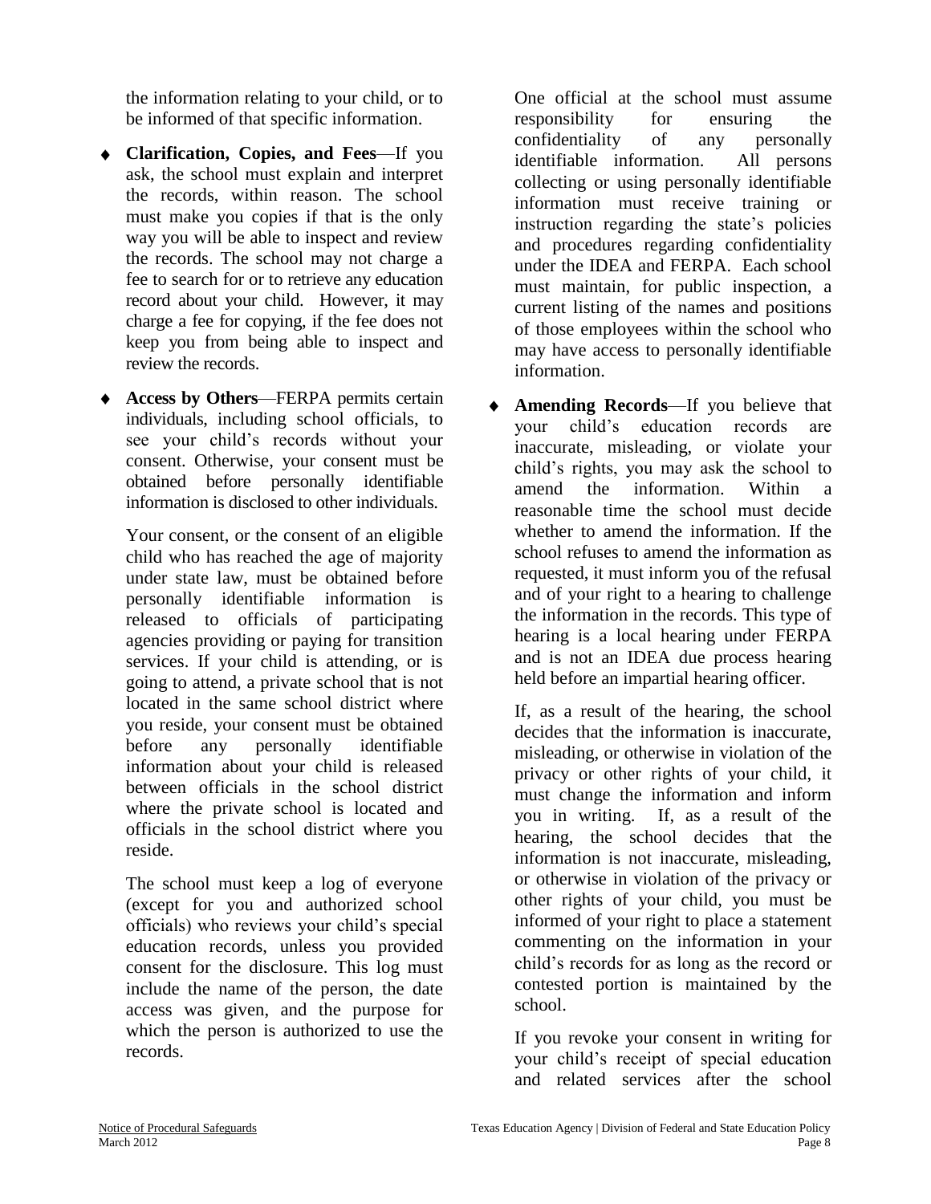the information relating to your child, or to be informed of that specific information.

- **Clarification, Copies, and Fees**—If you ask, the school must explain and interpret the records, within reason. The school must make you copies if that is the only way you will be able to inspect and review the records. The school may not charge a fee to search for or to retrieve any education record about your child. However, it may charge a fee for copying, if the fee does not keep you from being able to inspect and review the records.

- **Access by Others**—FERPA permits certain individuals, including school officials, to see your child's records without your consent. Otherwise, your consent must be obtained before personally identifiable information is disclosed to other individuals.

  Your consent, or the consent of an eligible child who has reached the age of majority under state law, must be obtained before personally identifiable information is released to officials of participating agencies providing or paying for transition services. If your child is attending, or is going to attend, a private school that is not located in the same school district where you reside, your consent must be obtained before any personally identifiable information about your child is released between officials in the school district where the private school is located and officials in the school district where you reside.

  The school must keep a log of everyone (except for you and authorized school officials) who reviews your child's special education records, unless you provided consent for the disclosure. This log must include the name of the person, the date access was given, and the purpose for which the person is authorized to use the records.

  One official at the school must assume responsibility for ensuring the confidentiality of any personally identifiable information. All persons collecting or using personally identifiable information must receive training or instruction regarding the state's policies and procedures regarding confidentiality under the IDEA and FERPA. Each school must maintain, for public inspection, a current listing of the names and positions of those employees within the school who may have access to personally identifiable information.

- **Amending Records**—If you believe that your child's education records are inaccurate, misleading, or violate your child's rights, you may ask the school to amend the information. Within a reasonable time the school must decide whether to amend the information. If the school refuses to amend the information as requested, it must inform you of the refusal and of your right to a hearing to challenge the information in the records. This type of hearing is a local hearing under FERPA and is not an IDEA due process hearing held before an impartial hearing officer.

  If, as a result of the hearing, the school decides that the information is inaccurate, misleading, or otherwise in violation of the privacy or other rights of your child, it must change the information and inform you in writing. If, as a result of the hearing, the school decides that the information is not inaccurate, misleading, or otherwise in violation of the privacy or other rights of your child, you must be informed of your right to place a statement commenting on the information in your child's records for as long as the record or contested portion is maintained by the school.

  If you revoke your consent in writing for your child's receipt of special education and related services after the school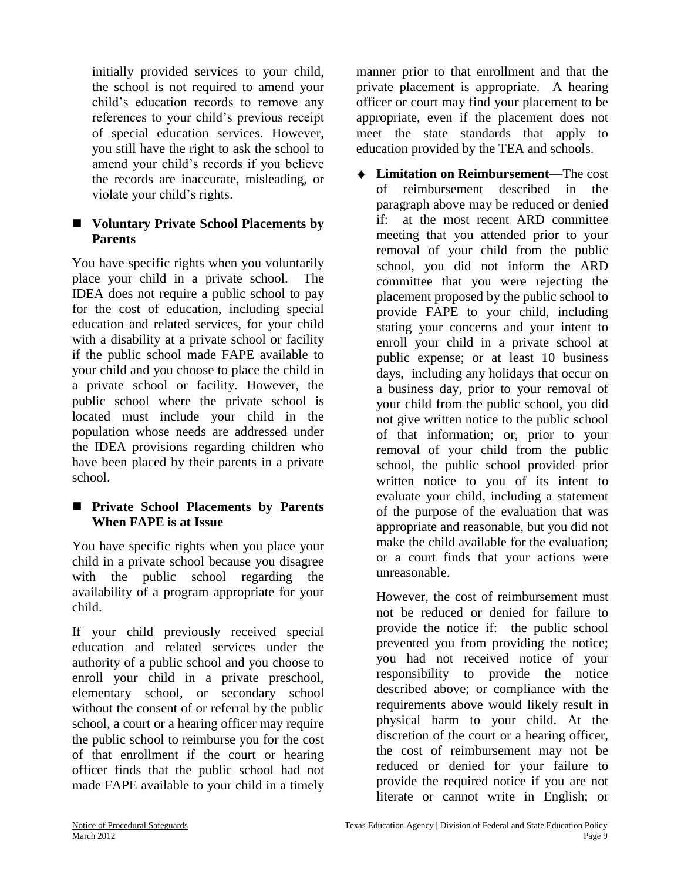initially provided services to your child, the school is not required to amend your child's education records to remove any references to your child's previous receipt of special education services. However, you still have the right to ask the school to amend your child's records if you believe the records are inaccurate, misleading, or violate your child's rights.

## Voluntary Private School Placements by Parents

You have specific rights when you voluntarily place your child in a private school. The IDEA does not require a public school to pay for the cost of education, including special education and related services, for your child with a disability at a private school or facility if the public school made FAPE available to your child and you choose to place the child in a private school or facility. However, the public school where the private school is located must include your child in the population whose needs are addressed under the IDEA provisions regarding children who have been placed by their parents in a private school.

## Private School Placements by Parents When FAPE is at Issue

You have specific rights when you place your child in a private school because you disagree with the public school regarding the availability of a program appropriate for your child.

If your child previously received special education and related services under the authority of a public school and you choose to enroll your child in a private preschool, elementary school, or secondary school without the consent of or referral by the public school, a court or a hearing officer may require the public school to reimburse you for the cost of that enrollment if the court or hearing officer finds that the public school had not made FAPE available to your child in a timely manner prior to that enrollment and that the private placement is appropriate. A hearing officer or court may find your placement to be appropriate, even if the placement does not meet the state standards that apply to education provided by the TEA and schools.

- **Limitation on Reimbursement**—The cost of reimbursement described in the paragraph above may be reduced or denied if: at the most recent ARD committee meeting that you attended prior to your removal of your child from the public school, you did not inform the ARD committee that you were rejecting the placement proposed by the public school to provide FAPE to your child, including stating your concerns and your intent to enroll your child in a private school at public expense; or at least 10 business days, including any holidays that occur on a business day, prior to your removal of your child from the public school, you did not give written notice to the public school of that information; or, prior to your removal of your child from the public school, the public school provided prior written notice to you of its intent to evaluate your child, including a statement of the purpose of the evaluation that was appropriate and reasonable, but you did not make the child available for the evaluation; or a court finds that your actions were unreasonable.

  However, the cost of reimbursement must not be reduced or denied for failure to provide the notice if: the public school prevented you from providing the notice; you had not received notice of your responsibility to provide the notice described above; or compliance with the requirements above would likely result in physical harm to your child. At the discretion of the court or a hearing officer, the cost of reimbursement may not be reduced or denied for your failure to provide the required notice if you are not literate or cannot write in English; or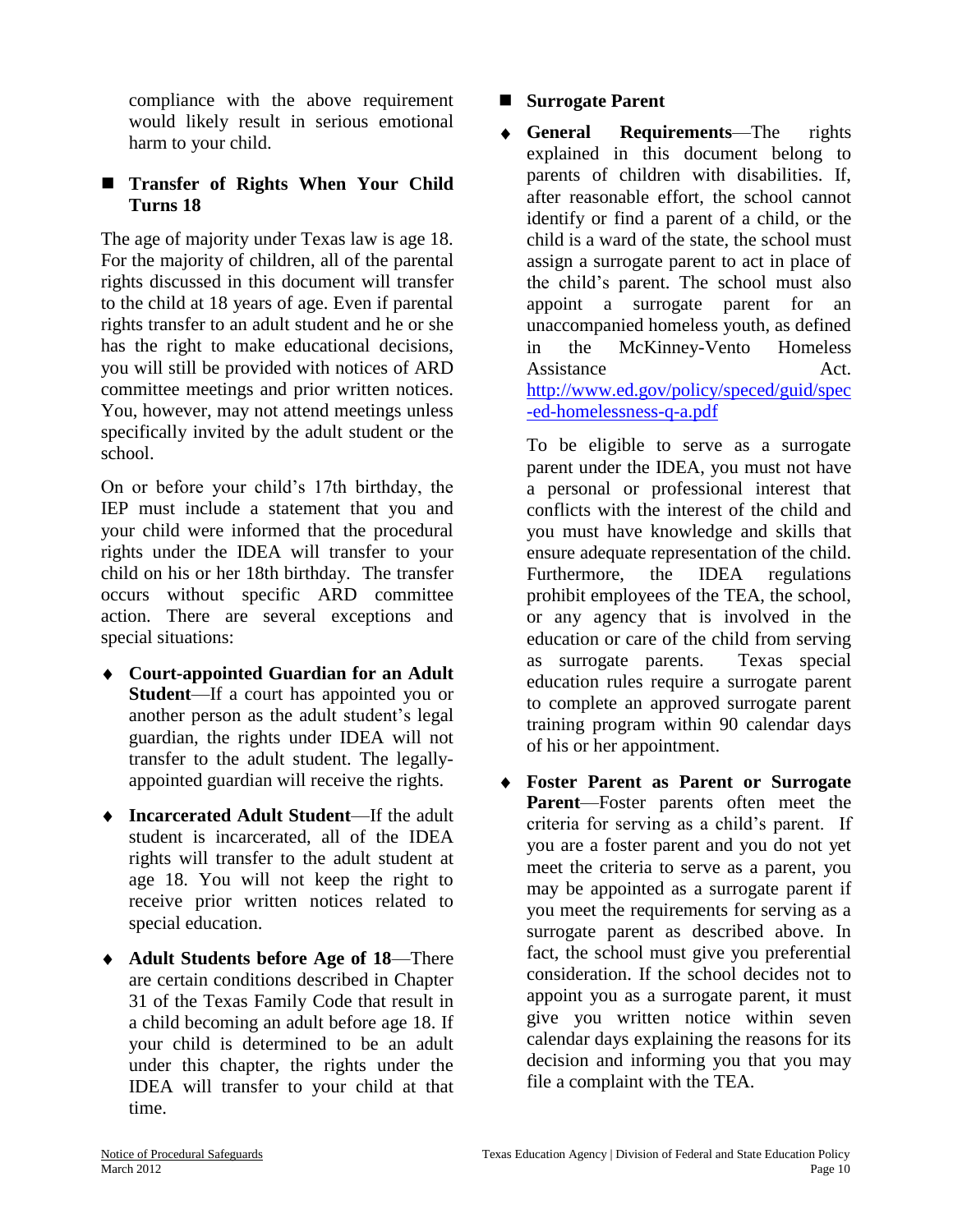compliance with the above requirement would likely result in serious emotional harm to your child.

## Transfer of Rights When Your Child Turns 18

The age of majority under Texas law is age 18. For the majority of children, all of the parental rights discussed in this document will transfer to the child at 18 years of age. Even if parental rights transfer to an adult student and he or she has the right to make educational decisions, you will still be provided with notices of ARD committee meetings and prior written notices. You, however, may not attend meetings unless specifically invited by the adult student or the school.

On or before your child's 17th birthday, the IEP must include a statement that you and your child were informed that the procedural rights under the IDEA will transfer to your child on his or her 18th birthday. The transfer occurs without specific ARD committee action. There are several exceptions and special situations:

- **Court-appointed Guardian for an Adult Student**—If a court has appointed you or another person as the adult student's legal guardian, the rights under IDEA will not transfer to the adult student. The legally-appointed guardian will receive the rights.
- **Incarcerated Adult Student**—If the adult student is incarcerated, all of the IDEA rights will transfer to the adult student at age 18. You will not keep the right to receive prior written notices related to special education.
- **Adult Students before Age of 18**—There are certain conditions described in Chapter 31 of the Texas Family Code that result in a child becoming an adult before age 18. If your child is determined to be an adult under this chapter, the rights under the IDEA will transfer to your child at that time.

## Surrogate Parent

- **General Requirements**—The rights explained in this document belong to parents of children with disabilities. If, after reasonable effort, the school cannot identify or find a parent of a child, or the child is a ward of the state, the school must assign a surrogate parent to act in place of the child's parent. The school must also appoint a surrogate parent for an unaccompanied homeless youth, as defined in the McKinney-Vento Homeless Assistance Act. http://www.ed.gov/policy/speced/guid/spec-ed-homelessness-q-a.pdf

  To be eligible to serve as a surrogate parent under the IDEA, you must not have a personal or professional interest that conflicts with the interest of the child and you must have knowledge and skills that ensure adequate representation of the child. Furthermore, the IDEA regulations prohibit employees of the TEA, the school, or any agency that is involved in the education or care of the child from serving as surrogate parents. Texas special education rules require a surrogate parent to complete an approved surrogate parent training program within 90 calendar days of his or her appointment.

- **Foster Parent as Parent or Surrogate Parent**—Foster parents often meet the criteria for serving as a child's parent. If you are a foster parent and you do not yet meet the criteria to serve as a parent, you may be appointed as a surrogate parent if you meet the requirements for serving as a surrogate parent as described above. In fact, the school must give you preferential consideration. If the school decides not to appoint you as a surrogate parent, it must give you written notice within seven calendar days explaining the reasons for its decision and informing you that you may file a complaint with the TEA.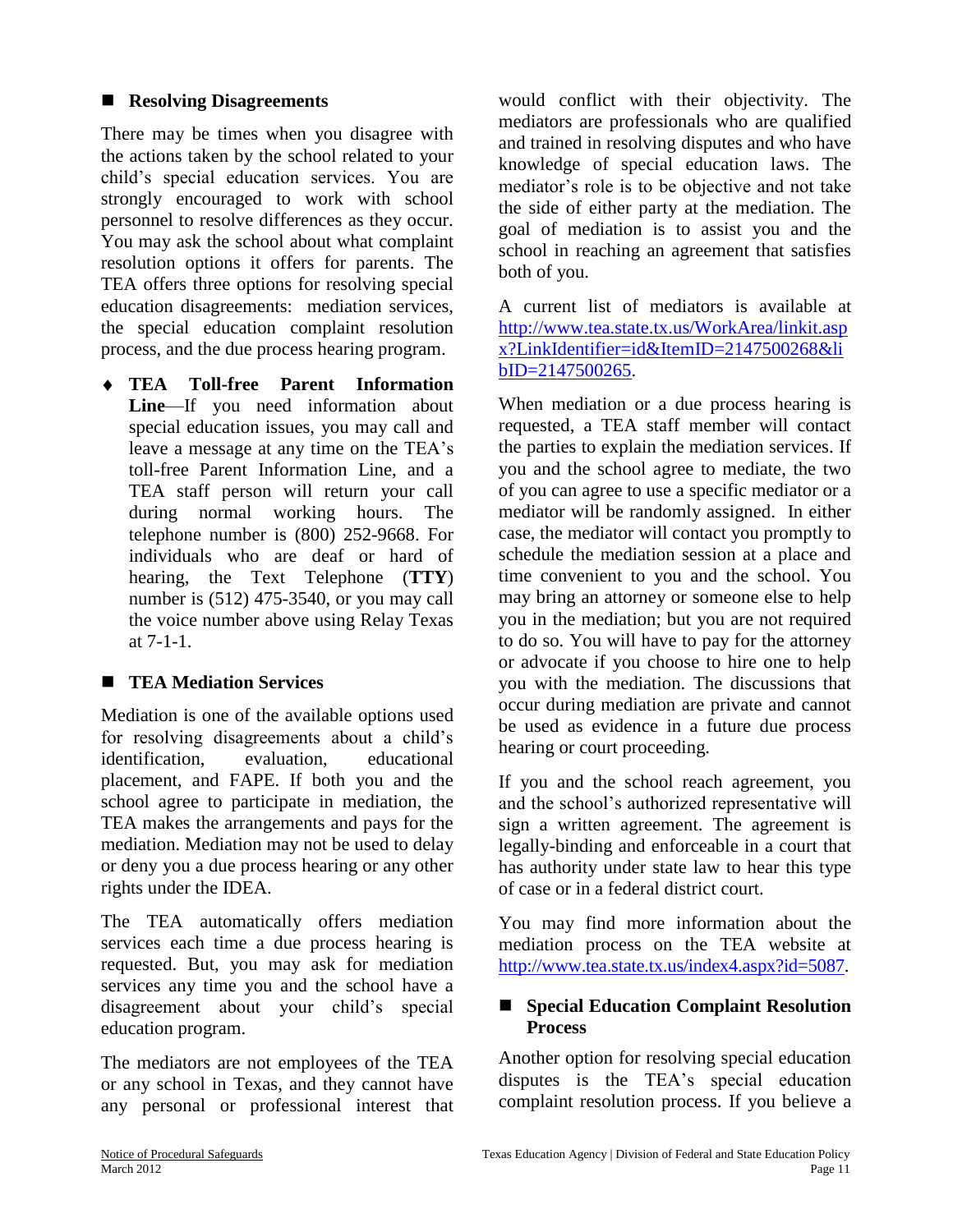## Resolving Disagreements

There may be times when you disagree with the actions taken by the school related to your child's special education services. You are strongly encouraged to work with school personnel to resolve differences as they occur. You may ask the school about what complaint resolution options it offers for parents. The TEA offers three options for resolving special education disagreements: mediation services, the special education complaint resolution process, and the due process hearing program.

- **TEA Toll-free Parent Information Line**—If you need information about special education issues, you may call and leave a message at any time on the TEA's toll-free Parent Information Line, and a TEA staff person will return your call during normal working hours. The telephone number is (800) 252-9668. For individuals who are deaf or hard of hearing, the Text Telephone (**TTY**) number is (512) 475-3540, or you may call the voice number above using Relay Texas at 7-1-1.

## TEA Mediation Services

Mediation is one of the available options used for resolving disagreements about a child's identification, evaluation, educational placement, and FAPE. If both you and the school agree to participate in mediation, the TEA makes the arrangements and pays for the mediation. Mediation may not be used to delay or deny you a due process hearing or any other rights under the IDEA.

The TEA automatically offers mediation services each time a due process hearing is requested. But, you may ask for mediation services any time you and the school have a disagreement about your child's special education program.

The mediators are not employees of the TEA or any school in Texas, and they cannot have any personal or professional interest that would conflict with their objectivity. The mediators are professionals who are qualified and trained in resolving disputes and who have knowledge of special education laws. The mediator's role is to be objective and not take the side of either party at the mediation. The goal of mediation is to assist you and the school in reaching an agreement that satisfies both of you.

A current list of mediators is available at http://www.tea.state.tx.us/WorkArea/linkit.aspx?LinkIdentifier=id&ItemID=2147500268&libID=2147500265.

When mediation or a due process hearing is requested, a TEA staff member will contact the parties to explain the mediation services. If you and the school agree to mediate, the two of you can agree to use a specific mediator or a mediator will be randomly assigned. In either case, the mediator will contact you promptly to schedule the mediation session at a place and time convenient to you and the school. You may bring an attorney or someone else to help you in the mediation; but you are not required to do so. You will have to pay for the attorney or advocate if you choose to hire one to help you with the mediation. The discussions that occur during mediation are private and cannot be used as evidence in a future due process hearing or court proceeding.

If you and the school reach agreement, you and the school's authorized representative will sign a written agreement. The agreement is legally-binding and enforceable in a court that has authority under state law to hear this type of case or in a federal district court.

You may find more information about the mediation process on the TEA website at http://www.tea.state.tx.us/index4.aspx?id=5087.

## Special Education Complaint Resolution Process

Another option for resolving special education disputes is the TEA's special education complaint resolution process. If you believe a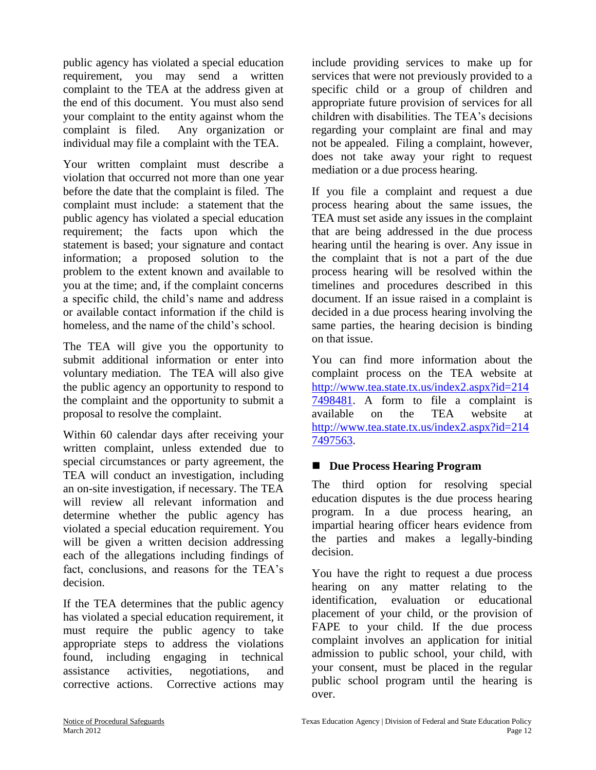public agency has violated a special education requirement, you may send a written complaint to the TEA at the address given at the end of this document. You must also send your complaint to the entity against whom the complaint is filed. Any organization or individual may file a complaint with the TEA.

Your written complaint must describe a violation that occurred not more than one year before the date that the complaint is filed. The complaint must include: a statement that the public agency has violated a special education requirement; the facts upon which the statement is based; your signature and contact information; a proposed solution to the problem to the extent known and available to you at the time; and, if the complaint concerns a specific child, the child's name and address or available contact information if the child is homeless, and the name of the child's school.

The TEA will give you the opportunity to submit additional information or enter into voluntary mediation. The TEA will also give the public agency an opportunity to respond to the complaint and the opportunity to submit a proposal to resolve the complaint.

Within 60 calendar days after receiving your written complaint, unless extended due to special circumstances or party agreement, the TEA will conduct an investigation, including an on-site investigation, if necessary. The TEA will review all relevant information and determine whether the public agency has violated a special education requirement. You will be given a written decision addressing each of the allegations including findings of fact, conclusions, and reasons for the TEA's decision.

If the TEA determines that the public agency has violated a special education requirement, it must require the public agency to take appropriate steps to address the violations found, including engaging in technical assistance activities, negotiations, and corrective actions. Corrective actions may include providing services to make up for services that were not previously provided to a specific child or a group of children and appropriate future provision of services for all children with disabilities. The TEA's decisions regarding your complaint are final and may not be appealed. Filing a complaint, however, does not take away your right to request mediation or a due process hearing.

If you file a complaint and request a due process hearing about the same issues, the TEA must set aside any issues in the complaint that are being addressed in the due process hearing until the hearing is over. Any issue in the complaint that is not a part of the due process hearing will be resolved within the timelines and procedures described in this document. If an issue raised in a complaint is decided in a due process hearing involving the same parties, the hearing decision is binding on that issue.

You can find more information about the complaint process on the TEA website at [http://www.tea.state.tx.us/index2.aspx?id=2147498481](http://www.tea.state.tx.us/index2.aspx?id=2147498481). A form to file a complaint is available on the TEA website at [http://www.tea.state.tx.us/index2.aspx?id=2147497563](http://www.tea.state.tx.us/index2.aspx?id=2147497563).

### ■ Due Process Hearing Program

The third option for resolving special education disputes is the due process hearing program. In a due process hearing, an impartial hearing officer hears evidence from the parties and makes a legally-binding decision.

You have the right to request a due process hearing on any matter relating to the identification, evaluation or educational placement of your child, or the provision of FAPE to your child. If the due process complaint involves an application for initial admission to public school, your child, with your consent, must be placed in the regular public school program until the hearing is over.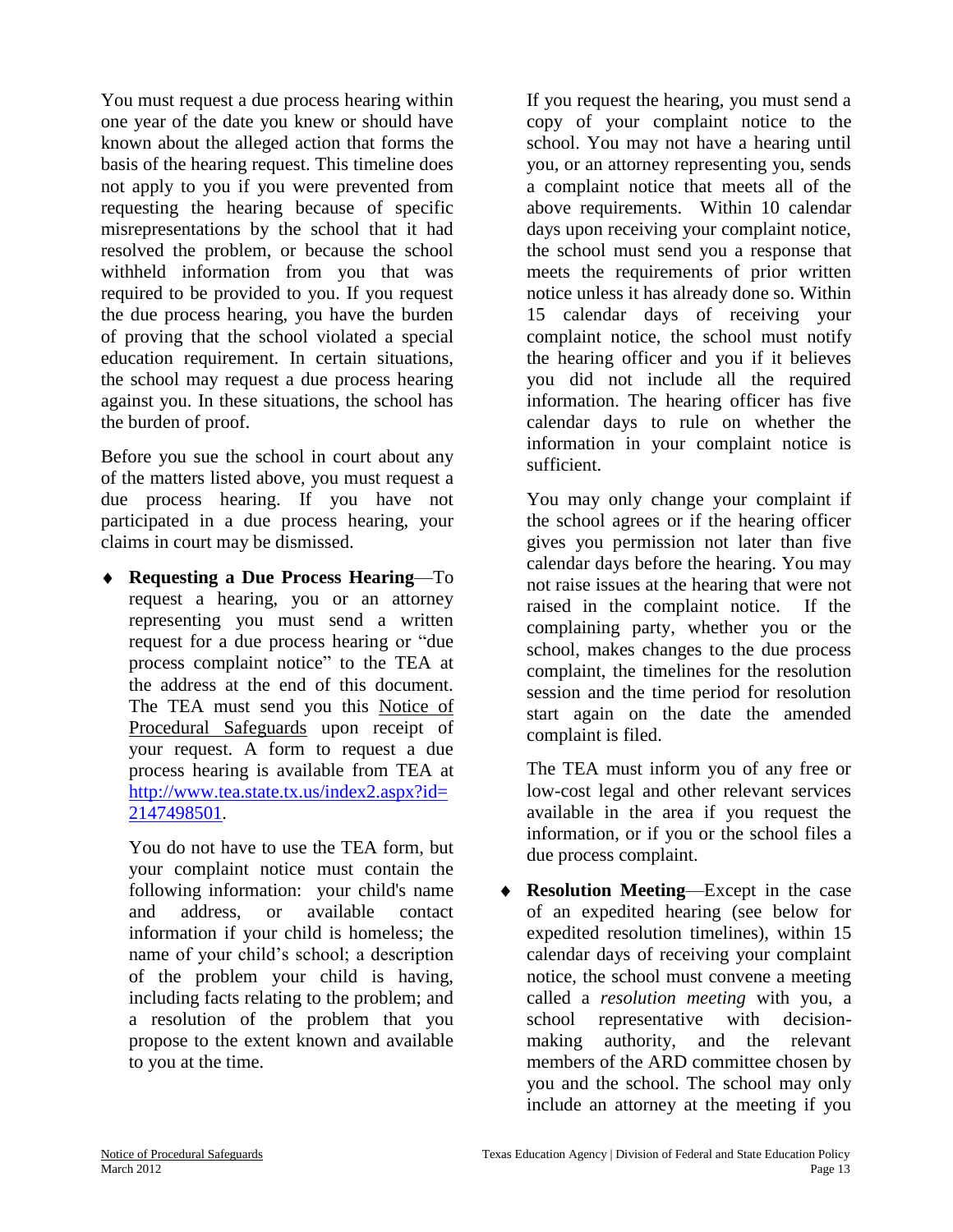You must request a due process hearing within one year of the date you knew or should have known about the alleged action that forms the basis of the hearing request. This timeline does not apply to you if you were prevented from requesting the hearing because of specific misrepresentations by the school that it had resolved the problem, or because the school withheld information from you that was required to be provided to you. If you request the due process hearing, you have the burden of proving that the school violated a special education requirement. In certain situations, the school may request a due process hearing against you. In these situations, the school has the burden of proof.

Before you sue the school in court about any of the matters listed above, you must request a due process hearing. If you have not participated in a due process hearing, your claims in court may be dismissed.

- **Requesting a Due Process Hearing**—To request a hearing, you or an attorney representing you must send a written request for a due process hearing or "due process complaint notice" to the TEA at the address at the end of this document. The TEA must send you this Notice of Procedural Safeguards upon receipt of your request. A form to request a due process hearing is available from TEA at http://www.tea.state.tx.us/index2.aspx?id=2147498501.

  You do not have to use the TEA form, but your complaint notice must contain the following information: your child's name and address, or available contact information if your child is homeless; the name of your child's school; a description of the problem your child is having, including facts relating to the problem; and a resolution of the problem that you propose to the extent known and available to you at the time.

  If you request the hearing, you must send a copy of your complaint notice to the school. You may not have a hearing until you, or an attorney representing you, sends a complaint notice that meets all of the above requirements. Within 10 calendar days upon receiving your complaint notice, the school must send you a response that meets the requirements of prior written notice unless it has already done so. Within 15 calendar days of receiving your complaint notice, the school must notify the hearing officer and you if it believes you did not include all the required information. The hearing officer has five calendar days to rule on whether the information in your complaint notice is sufficient.

  You may only change your complaint if the school agrees or if the hearing officer gives you permission not later than five calendar days before the hearing. You may not raise issues at the hearing that were not raised in the complaint notice. If the complaining party, whether you or the school, makes changes to the due process complaint, the timelines for the resolution session and the time period for resolution start again on the date the amended complaint is filed.

  The TEA must inform you of any free or low-cost legal and other relevant services available in the area if you request the information, or if you or the school files a due process complaint.

- **Resolution Meeting**—Except in the case of an expedited hearing (see below for expedited resolution timelines), within 15 calendar days of receiving your complaint notice, the school must convene a meeting called a *resolution meeting* with you, a school representative with decision-making authority, and the relevant members of the ARD committee chosen by you and the school. The school may only include an attorney at the meeting if you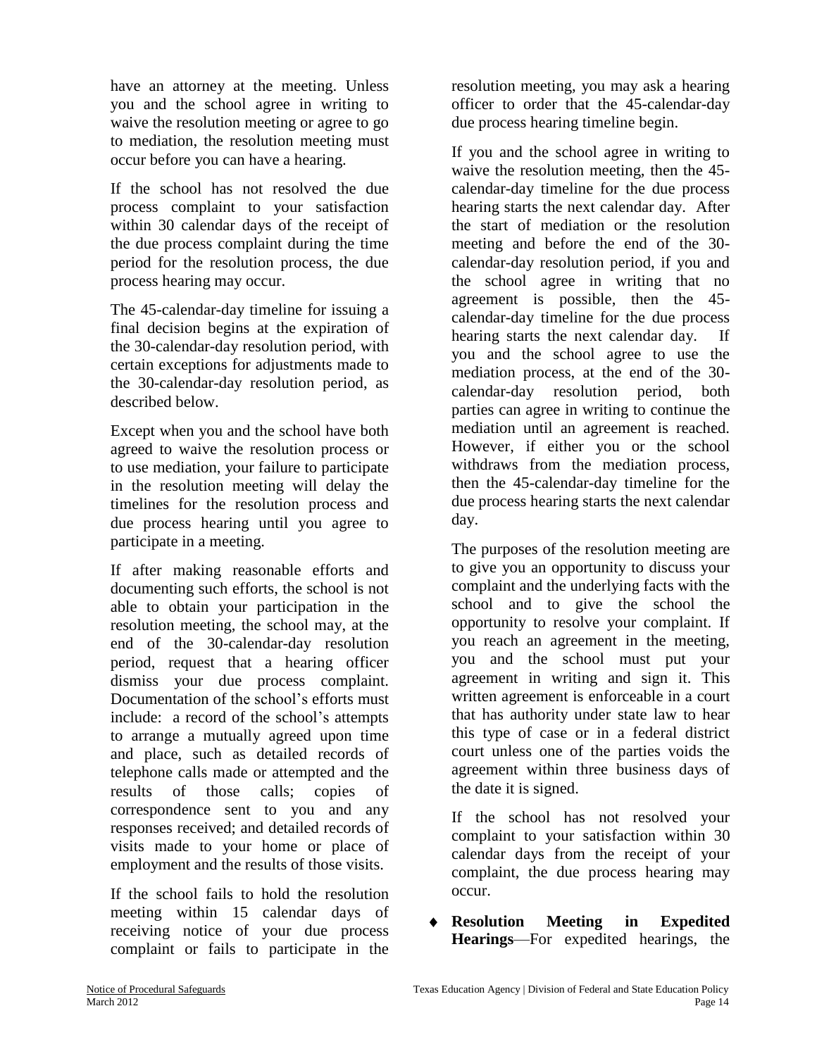have an attorney at the meeting. Unless you and the school agree in writing to waive the resolution meeting or agree to go to mediation, the resolution meeting must occur before you can have a hearing.

If the school has not resolved the due process complaint to your satisfaction within 30 calendar days of the receipt of the due process complaint during the time period for the resolution process, the due process hearing may occur.

The 45-calendar-day timeline for issuing a final decision begins at the expiration of the 30-calendar-day resolution period, with certain exceptions for adjustments made to the 30-calendar-day resolution period, as described below.

Except when you and the school have both agreed to waive the resolution process or to use mediation, your failure to participate in the resolution meeting will delay the timelines for the resolution process and due process hearing until you agree to participate in a meeting.

If after making reasonable efforts and documenting such efforts, the school is not able to obtain your participation in the resolution meeting, the school may, at the end of the 30-calendar-day resolution period, request that a hearing officer dismiss your due process complaint. Documentation of the school's efforts must include: a record of the school's attempts to arrange a mutually agreed upon time and place, such as detailed records of telephone calls made or attempted and the results of those calls; copies of correspondence sent to you and any responses received; and detailed records of visits made to your home or place of employment and the results of those visits.

If the school fails to hold the resolution meeting within 15 calendar days of receiving notice of your due process complaint or fails to participate in the resolution meeting, you may ask a hearing officer to order that the 45-calendar-day due process hearing timeline begin.

If you and the school agree in writing to waive the resolution meeting, then the 45-calendar-day timeline for the due process hearing starts the next calendar day. After the start of mediation or the resolution meeting and before the end of the 30-calendar-day resolution period, if you and the school agree in writing that no agreement is possible, then the 45-calendar-day timeline for the due process hearing starts the next calendar day. If you and the school agree to use the mediation process, at the end of the 30-calendar-day resolution period, both parties can agree in writing to continue the mediation until an agreement is reached. However, if either you or the school withdraws from the mediation process, then the 45-calendar-day timeline for the due process hearing starts the next calendar day.

The purposes of the resolution meeting are to give you an opportunity to discuss your complaint and the underlying facts with the school and to give the school the opportunity to resolve your complaint. If you reach an agreement in the meeting, you and the school must put your agreement in writing and sign it. This written agreement is enforceable in a court that has authority under state law to hear this type of case or in a federal district court unless one of the parties voids the agreement within three business days of the date it is signed.

If the school has not resolved your complaint to your satisfaction within 30 calendar days from the receipt of your complaint, the due process hearing may occur.

- **Resolution Meeting in Expedited Hearings**—For expedited hearings, the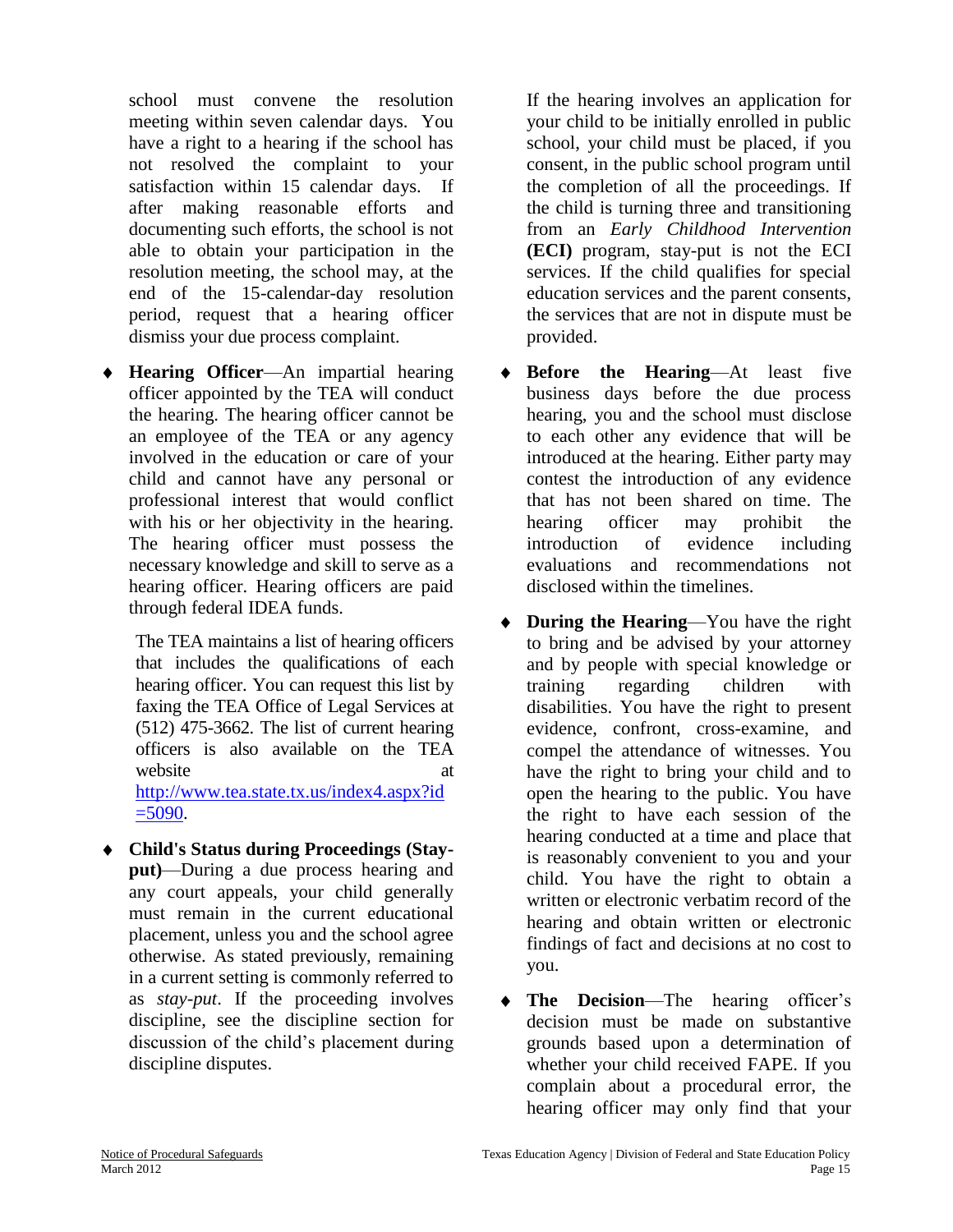school must convene the resolution meeting within seven calendar days. You have a right to a hearing if the school has not resolved the complaint to your satisfaction within 15 calendar days. If after making reasonable efforts and documenting such efforts, the school is not able to obtain your participation in the resolution meeting, the school may, at the end of the 15-calendar-day resolution period, request that a hearing officer dismiss your due process complaint.

- **Hearing Officer**—An impartial hearing officer appointed by the TEA will conduct the hearing. The hearing officer cannot be an employee of the TEA or any agency involved in the education or care of your child and cannot have any personal or professional interest that would conflict with his or her objectivity in the hearing. The hearing officer must possess the necessary knowledge and skill to serve as a hearing officer. Hearing officers are paid through federal IDEA funds.

  The TEA maintains a list of hearing officers that includes the qualifications of each hearing officer. You can request this list by faxing the TEA Office of Legal Services at (512) 475-3662. The list of current hearing officers is also available on the TEA website at http://www.tea.state.tx.us/index4.aspx?id=5090.

- **Child's Status during Proceedings (Stay-put)**—During a due process hearing and any court appeals, your child generally must remain in the current educational placement, unless you and the school agree otherwise. As stated previously, remaining in a current setting is commonly referred to as *stay-put*. If the proceeding involves discipline, see the discipline section for discussion of the child's placement during discipline disputes.

  If the hearing involves an application for your child to be initially enrolled in public school, your child must be placed, if you consent, in the public school program until the completion of all the proceedings. If the child is turning three and transitioning from an *Early Childhood Intervention* **(ECI)** program, stay-put is not the ECI services. If the child qualifies for special education services and the parent consents, the services that are not in dispute must be provided.

- **Before the Hearing**—At least five business days before the due process hearing, you and the school must disclose to each other any evidence that will be introduced at the hearing. Either party may contest the introduction of any evidence that has not been shared on time. The hearing officer may prohibit the introduction of evidence including evaluations and recommendations not disclosed within the timelines.

- **During the Hearing**—You have the right to bring and be advised by your attorney and by people with special knowledge or training regarding children with disabilities. You have the right to present evidence, confront, cross-examine, and compel the attendance of witnesses. You have the right to bring your child and to open the hearing to the public. You have the right to have each session of the hearing conducted at a time and place that is reasonably convenient to you and your child. You have the right to obtain a written or electronic verbatim record of the hearing and obtain written or electronic findings of fact and decisions at no cost to you.

- **The Decision**—The hearing officer's decision must be made on substantive grounds based upon a determination of whether your child received FAPE. If you complain about a procedural error, the hearing officer may only find that your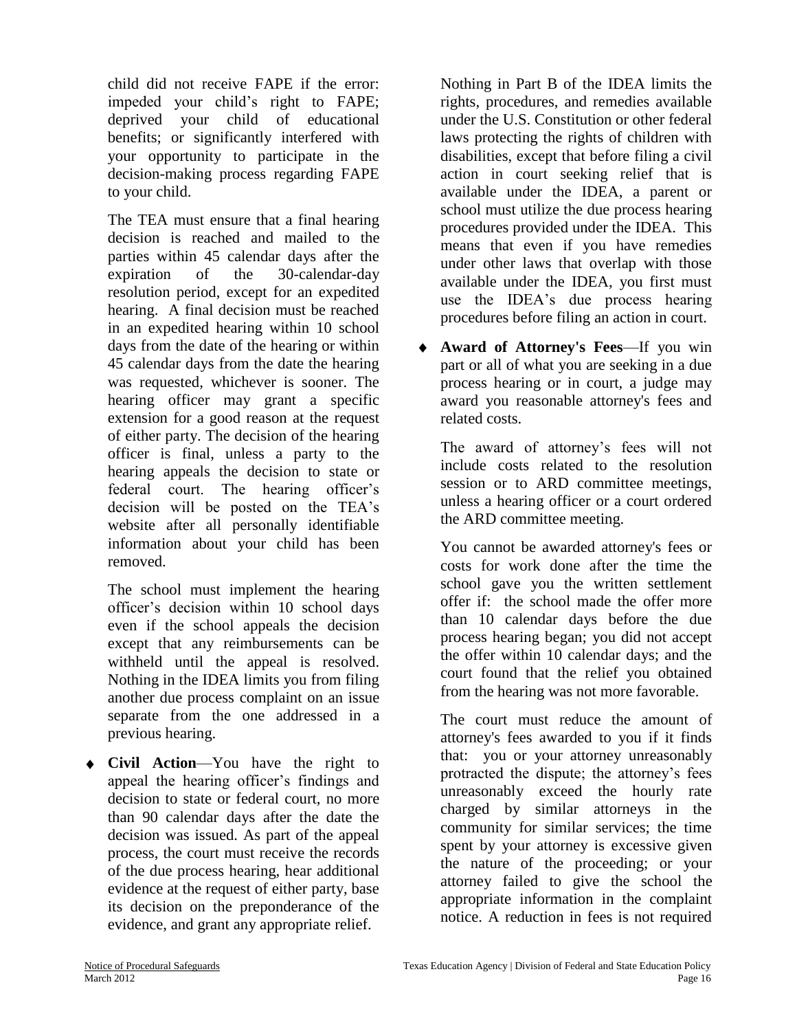child did not receive FAPE if the error: impeded your child's right to FAPE; deprived your child of educational benefits; or significantly interfered with your opportunity to participate in the decision-making process regarding FAPE to your child.

The TEA must ensure that a final hearing decision is reached and mailed to the parties within 45 calendar days after the expiration of the 30-calendar-day resolution period, except for an expedited hearing. A final decision must be reached in an expedited hearing within 10 school days from the date of the hearing or within 45 calendar days from the date the hearing was requested, whichever is sooner. The hearing officer may grant a specific extension for a good reason at the request of either party. The decision of the hearing officer is final, unless a party to the hearing appeals the decision to state or federal court. The hearing officer's decision will be posted on the TEA's website after all personally identifiable information about your child has been removed.

The school must implement the hearing officer's decision within 10 school days even if the school appeals the decision except that any reimbursements can be withheld until the appeal is resolved. Nothing in the IDEA limits you from filing another due process complaint on an issue separate from the one addressed in a previous hearing.

- **Civil Action**—You have the right to appeal the hearing officer's findings and decision to state or federal court, no more than 90 calendar days after the date the decision was issued. As part of the appeal process, the court must receive the records of the due process hearing, hear additional evidence at the request of either party, base its decision on the preponderance of the evidence, and grant any appropriate relief.

  Nothing in Part B of the IDEA limits the rights, procedures, and remedies available under the U.S. Constitution or other federal laws protecting the rights of children with disabilities, except that before filing a civil action in court seeking relief that is available under the IDEA, a parent or school must utilize the due process hearing procedures provided under the IDEA. This means that even if you have remedies under other laws that overlap with those available under the IDEA, you first must use the IDEA's due process hearing procedures before filing an action in court.

- **Award of Attorney's Fees**—If you win part or all of what you are seeking in a due process hearing or in court, a judge may award you reasonable attorney's fees and related costs.

  The award of attorney's fees will not include costs related to the resolution session or to ARD committee meetings, unless a hearing officer or a court ordered the ARD committee meeting.

  You cannot be awarded attorney's fees or costs for work done after the time the school gave you the written settlement offer if: the school made the offer more than 10 calendar days before the due process hearing began; you did not accept the offer within 10 calendar days; and the court found that the relief you obtained from the hearing was not more favorable.

  The court must reduce the amount of attorney's fees awarded to you if it finds that: you or your attorney unreasonably protracted the dispute; the attorney's fees unreasonably exceed the hourly rate charged by similar attorneys in the community for similar services; the time spent by your attorney is excessive given the nature of the proceeding; or your attorney failed to give the school the appropriate information in the complaint notice. A reduction in fees is not required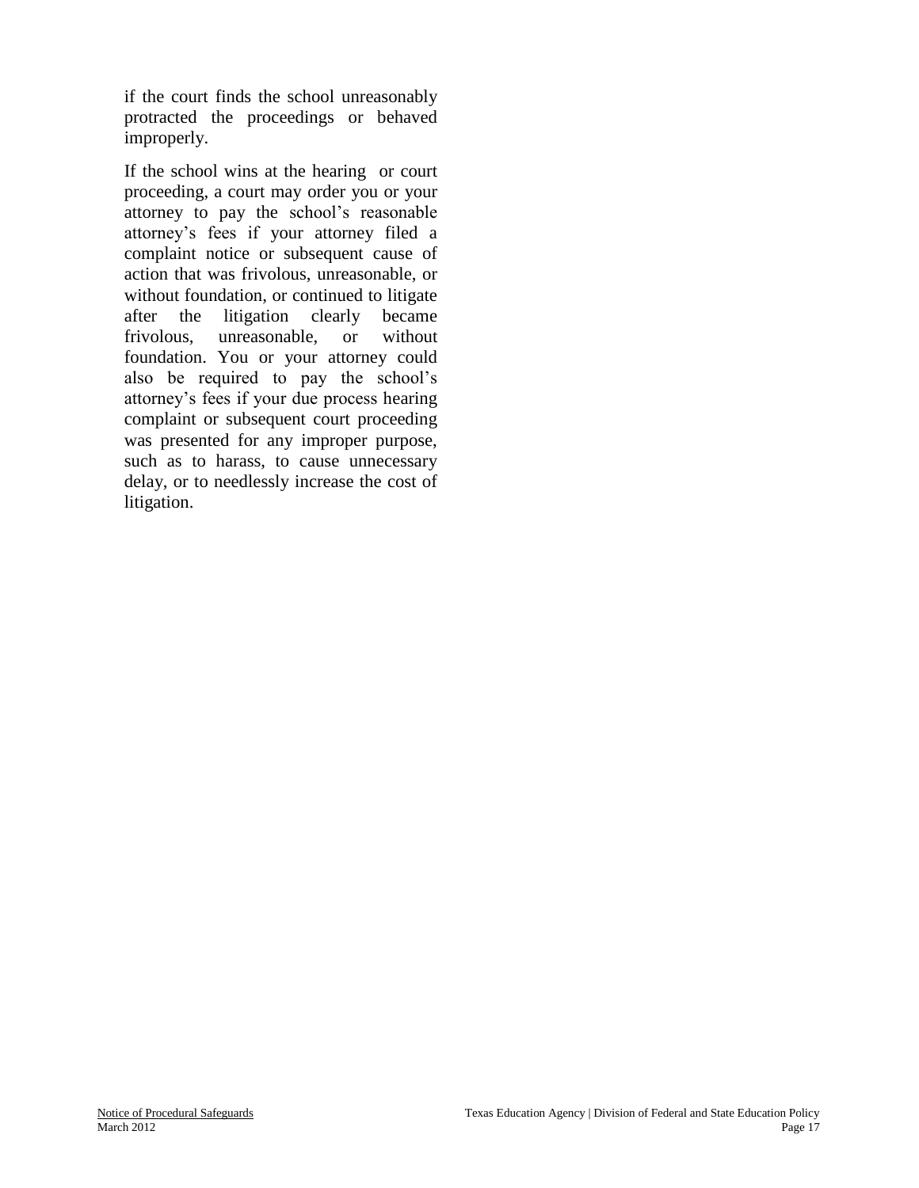if the court finds the school unreasonably protracted the proceedings or behaved improperly.

If the school wins at the hearing or court proceeding, a court may order you or your attorney to pay the school's reasonable attorney's fees if your attorney filed a complaint notice or subsequent cause of action that was frivolous, unreasonable, or without foundation, or continued to litigate after the litigation clearly became frivolous, unreasonable, or without foundation. You or your attorney could also be required to pay the school's attorney's fees if your due process hearing complaint or subsequent court proceeding was presented for any improper purpose, such as to harass, to cause unnecessary delay, or to needlessly increase the cost of litigation.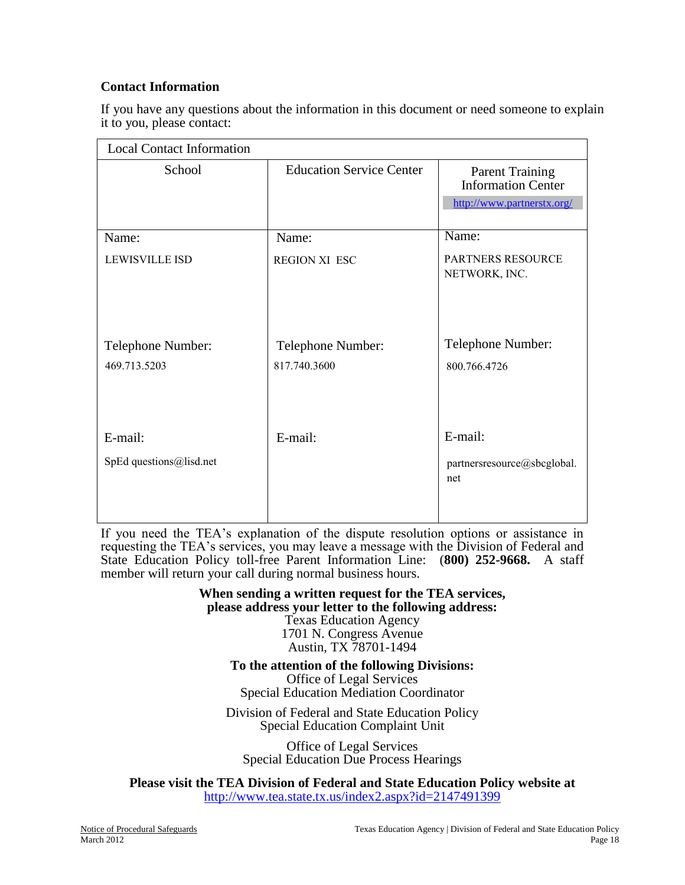### Contact Information

If you have any questions about the information in this document or need someone to explain it to you, please contact:

| Local Contact Information | | |
|---|---|---|
| School | Education Service Center | Parent Training Information Center http://www.partnerstx.org/ |
| Name: LEWISVILLE ISD | Name: REGION XI ESC | Name: PARTNERS RESOURCE NETWORK, INC. |
| Telephone Number: 469.713.5203 | Telephone Number: 817.740.3600 | Telephone Number: 800.766.4726 |
| E-mail: SpEd questions@lisd.net | E-mail: | E-mail: partnersresource@sbcglobal.net |

If you need the TEA's explanation of the dispute resolution options or assistance in requesting the TEA's services, you may leave a message with the Division of Federal and State Education Policy toll-free Parent Information Line: **(800) 252-9668.** A staff member will return your call during normal business hours.

**When sending a written request for the TEA services, please address your letter to the following address:**

Texas Education Agency
1701 N. Congress Avenue
Austin, TX 78701-1494

**To the attention of the following Divisions:**

Office of Legal Services
Special Education Mediation Coordinator

Division of Federal and State Education Policy
Special Education Complaint Unit

Office of Legal Services
Special Education Due Process Hearings

**Please visit the TEA Division of Federal and State Education Policy website at** http://www.tea.state.tx.us/index2.aspx?id=2147491399